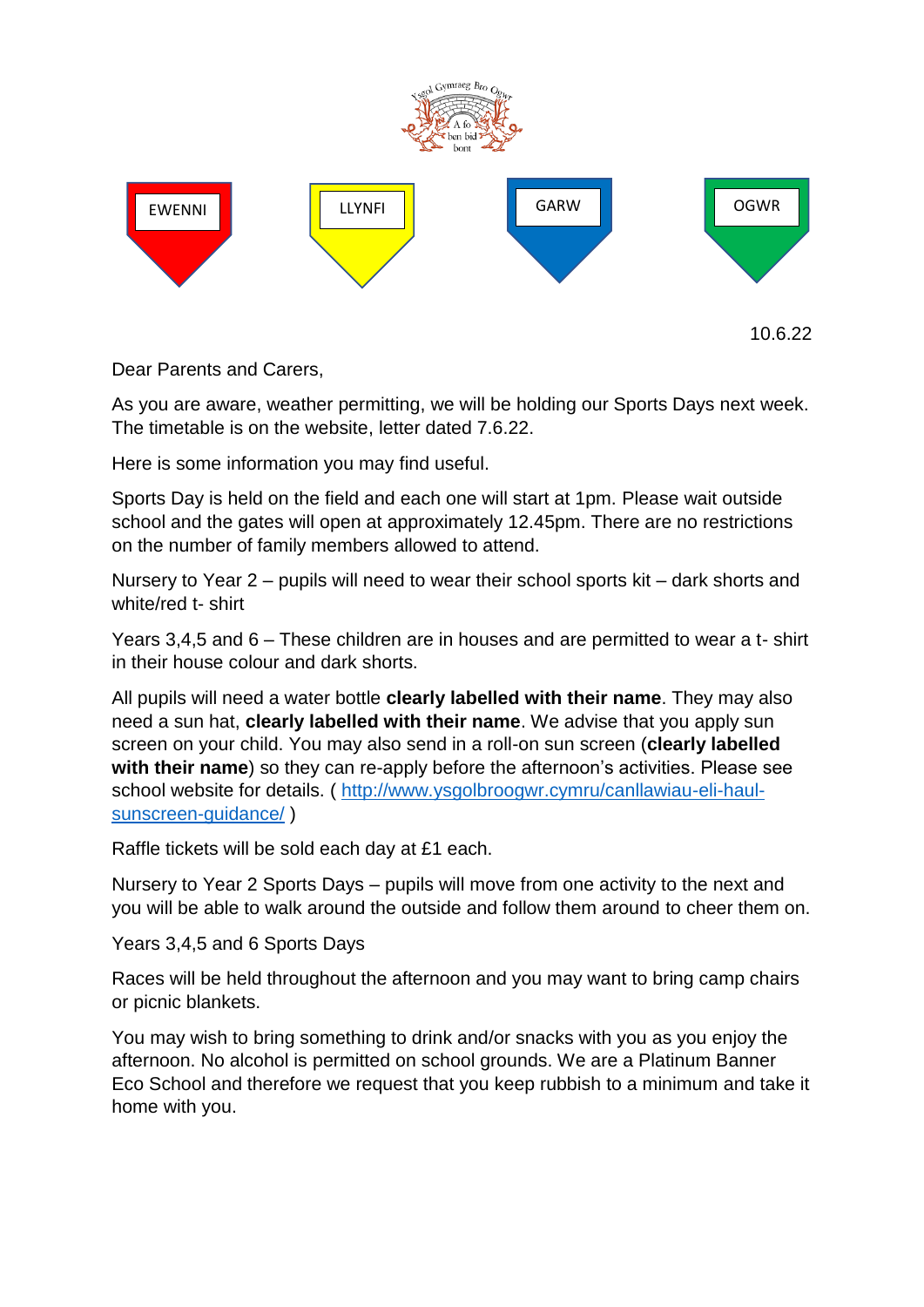EWENNI | LLYNFI | GARW | OGWR

10.6.22

Dear Parents and Carers,

As you are aware, weather permitting, we will be holding our Sports Days next week. The timetable is on the website, letter dated 7.6.22.

Here is some information you may find useful.

Sports Day is held on the field and each one will start at 1pm. Please wait outside school and the gates will open at approximately 12.45pm. There are no restrictions on the number of family members allowed to attend.

Nursery to Year 2 – pupils will need to wear their school sports kit – dark shorts and white/red t- shirt

Years 3,4,5 and 6 – These children are in houses and are permitted to wear a t- shirt in their house colour and dark shorts.

All pupils will need a water bottle **clearly labelled with their name**. They may also need a sun hat, **clearly labelled with their name**. We advise that you apply sun screen on your child. You may also send in a roll-on sun screen (**clearly labelled with their name**) so they can re-apply before the afternoon's activities. Please see school website for details. ( http://www.ysgolbroogwr.cymru/canllawiau-eli-haul-sunscreen-guidance/ )

Raffle tickets will be sold each day at £1 each.

Nursery to Year 2 Sports Days – pupils will move from one activity to the next and you will be able to walk around the outside and follow them around to cheer them on.

Years 3,4,5 and 6 Sports Days

Races will be held throughout the afternoon and you may want to bring camp chairs or picnic blankets.

You may wish to bring something to drink and/or snacks with you as you enjoy the afternoon. No alcohol is permitted on school grounds. We are a Platinum Banner Eco School and therefore we request that you keep rubbish to a minimum and take it home with you.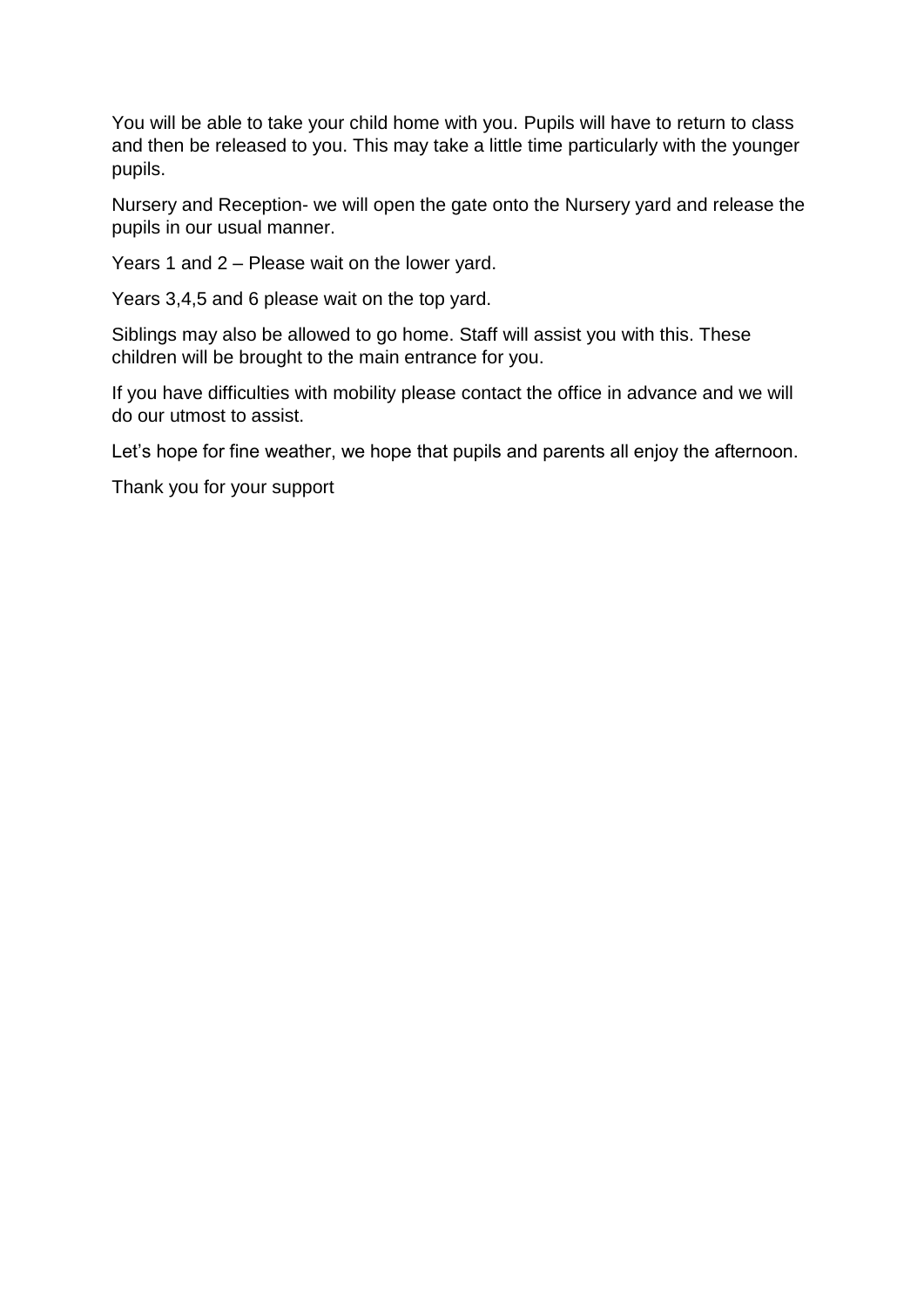You will be able to take your child home with you. Pupils will have to return to class and then be released to you. This may take a little time particularly with the younger pupils.

Nursery and Reception- we will open the gate onto the Nursery yard and release the pupils in our usual manner.

Years 1 and 2 – Please wait on the lower yard.

Years 3,4,5 and 6 please wait on the top yard.

Siblings may also be allowed to go home. Staff will assist you with this. These children will be brought to the main entrance for you.

If you have difficulties with mobility please contact the office in advance and we will do our utmost to assist.

Let's hope for fine weather, we hope that pupils and parents all enjoy the afternoon.

Thank you for your support